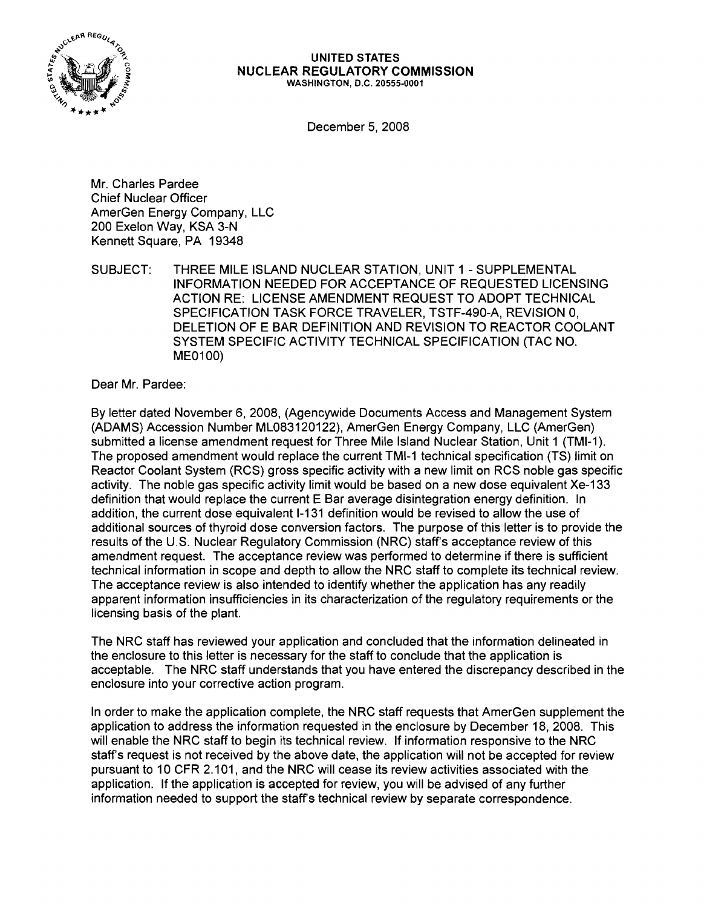**UNITED STATES**
**NUCLEAR REGULATORY COMMISSION**
WASHINGTON, D.C. 20555-0001

December 5, 2008

Mr. Charles Pardee
Chief Nuclear Officer
AmerGen Energy Company, LLC
200 Exelon Way, KSA 3-N
Kennett Square, PA 19348

SUBJECT: THREE MILE ISLAND NUCLEAR STATION, UNIT 1 - SUPPLEMENTAL INFORMATION NEEDED FOR ACCEPTANCE OF REQUESTED LICENSING ACTION RE: LICENSE AMENDMENT REQUEST TO ADOPT TECHNICAL SPECIFICATION TASK FORCE TRAVELER, TSTF-490-A, REVISION 0, DELETION OF E BAR DEFINITION AND REVISION TO REACTOR COOLANT SYSTEM SPECIFIC ACTIVITY TECHNICAL SPECIFICATION (TAC NO. ME0100)

Dear Mr. Pardee:

By letter dated November 6, 2008, (Agencywide Documents Access and Management System (ADAMS) Accession Number ML083120122), AmerGen Energy Company, LLC (AmerGen) submitted a license amendment request for Three Mile Island Nuclear Station, Unit 1 (TMI-1). The proposed amendment would replace the current TMI-1 technical specification (TS) limit on Reactor Coolant System (RCS) gross specific activity with a new limit on RCS noble gas specific activity. The noble gas specific activity limit would be based on a new dose equivalent Xe-133 definition that would replace the current E Bar average disintegration energy definition. In addition, the current dose equivalent I-131 definition would be revised to allow the use of additional sources of thyroid dose conversion factors. The purpose of this letter is to provide the results of the U.S. Nuclear Regulatory Commission (NRC) staff's acceptance review of this amendment request. The acceptance review was performed to determine if there is sufficient technical information in scope and depth to allow the NRC staff to complete its technical review. The acceptance review is also intended to identify whether the application has any readily apparent information insufficiencies in its characterization of the regulatory requirements or the licensing basis of the plant.

The NRC staff has reviewed your application and concluded that the information delineated in the enclosure to this letter is necessary for the staff to conclude that the application is acceptable. The NRC staff understands that you have entered the discrepancy described in the enclosure into your corrective action program.

In order to make the application complete, the NRC staff requests that AmerGen supplement the application to address the information requested in the enclosure by December 18, 2008. This will enable the NRC staff to begin its technical review. If information responsive to the NRC staff's request is not received by the above date, the application will not be accepted for review pursuant to 10 CFR 2.101, and the NRC will cease its review activities associated with the application. If the application is accepted for review, you will be advised of any further information needed to support the staff's technical review by separate correspondence.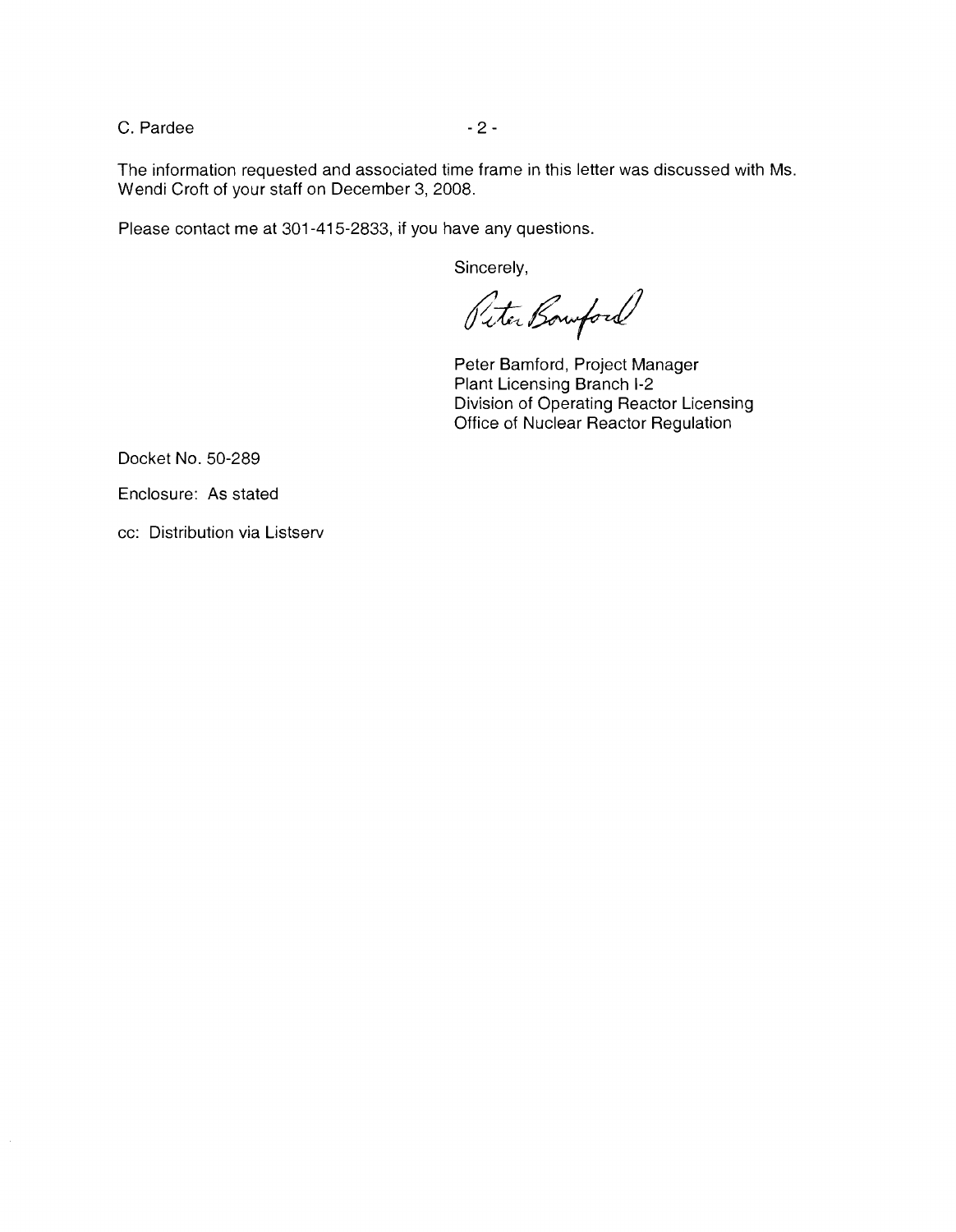The information requested and associated time frame in this letter was discussed with Ms. Wendi Croft of your staff on December 3, 2008.

Please contact me at 301-415-2833, if you have any questions.

Sincerely,

Peter Bamford

Peter Bamford, Project Manager
Plant Licensing Branch I-2
Division of Operating Reactor Licensing
Office of Nuclear Reactor Regulation

Docket No. 50-289

Enclosure: As stated

cc: Distribution via Listserv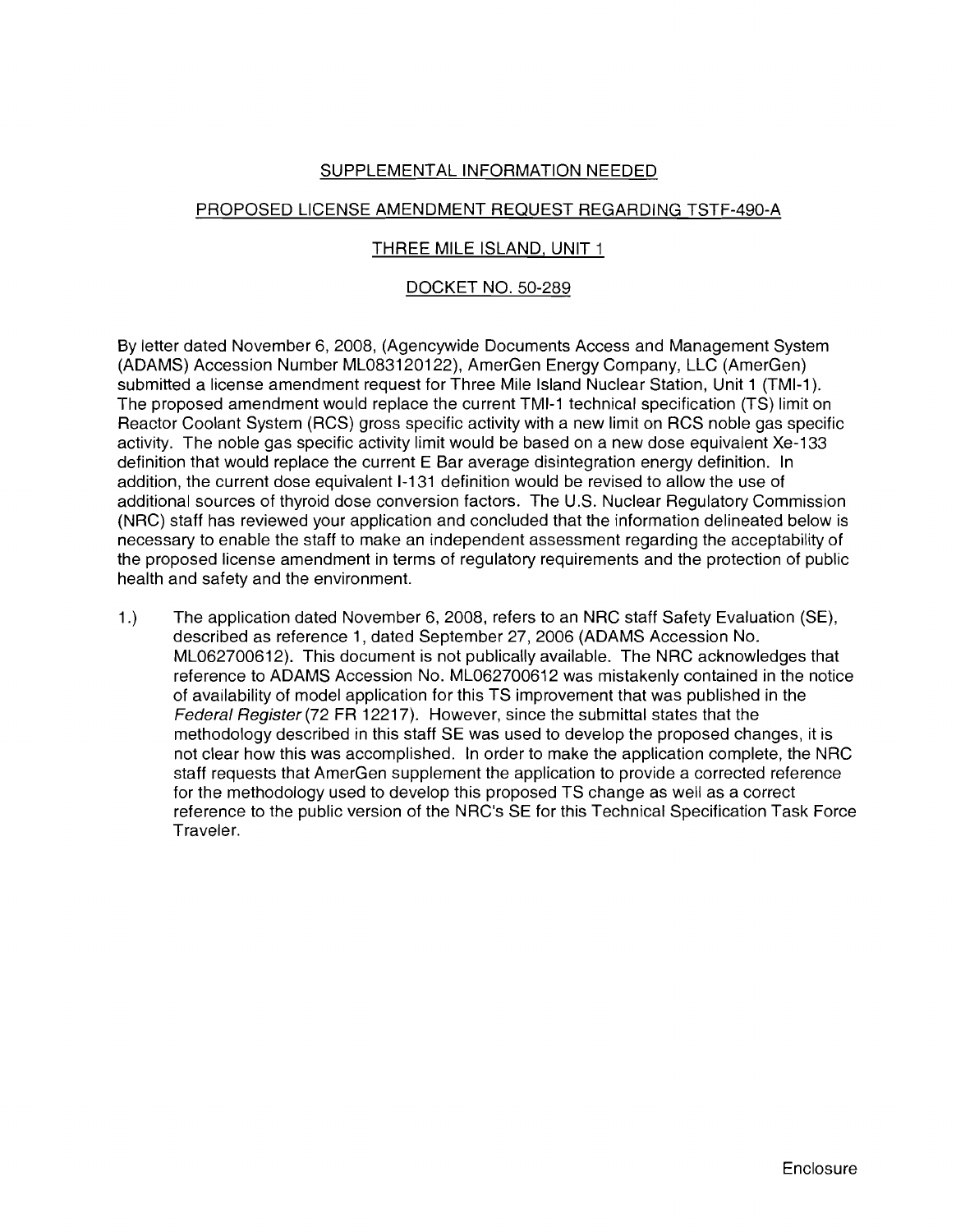## SUPPLEMENTAL INFORMATION NEEDED

## PROPOSED LICENSE AMENDMENT REQUEST REGARDING TSTF-490-A

## THREE MILE ISLAND, UNIT 1

## DOCKET NO. 50-289

By letter dated November 6, 2008, (Agencywide Documents Access and Management System (ADAMS) Accession Number ML083120122), AmerGen Energy Company, LLC (AmerGen) submitted a license amendment request for Three Mile Island Nuclear Station, Unit 1 (TMI-1). The proposed amendment would replace the current TMI-1 technical specification (TS) limit on Reactor Coolant System (RCS) gross specific activity with a new limit on RCS noble gas specific activity. The noble gas specific activity limit would be based on a new dose equivalent Xe-133 definition that would replace the current E Bar average disintegration energy definition. In addition, the current dose equivalent I-131 definition would be revised to allow the use of additional sources of thyroid dose conversion factors. The U.S. Nuclear Regulatory Commission (NRC) staff has reviewed your application and concluded that the information delineated below is necessary to enable the staff to make an independent assessment regarding the acceptability of the proposed license amendment in terms of regulatory requirements and the protection of public health and safety and the environment.

1.) The application dated November 6, 2008, refers to an NRC staff Safety Evaluation (SE), described as reference 1, dated September 27, 2006 (ADAMS Accession No. ML062700612). This document is not publically available. The NRC acknowledges that reference to ADAMS Accession No. ML062700612 was mistakenly contained in the notice of availability of model application for this TS improvement that was published in the *Federal Register* (72 FR 12217). However, since the submittal states that the methodology described in this staff SE was used to develop the proposed changes, it is not clear how this was accomplished. In order to make the application complete, the NRC staff requests that AmerGen supplement the application to provide a corrected reference for the methodology used to develop this proposed TS change as well as a correct reference to the public version of the NRC's SE for this Technical Specification Task Force Traveler.

Enclosure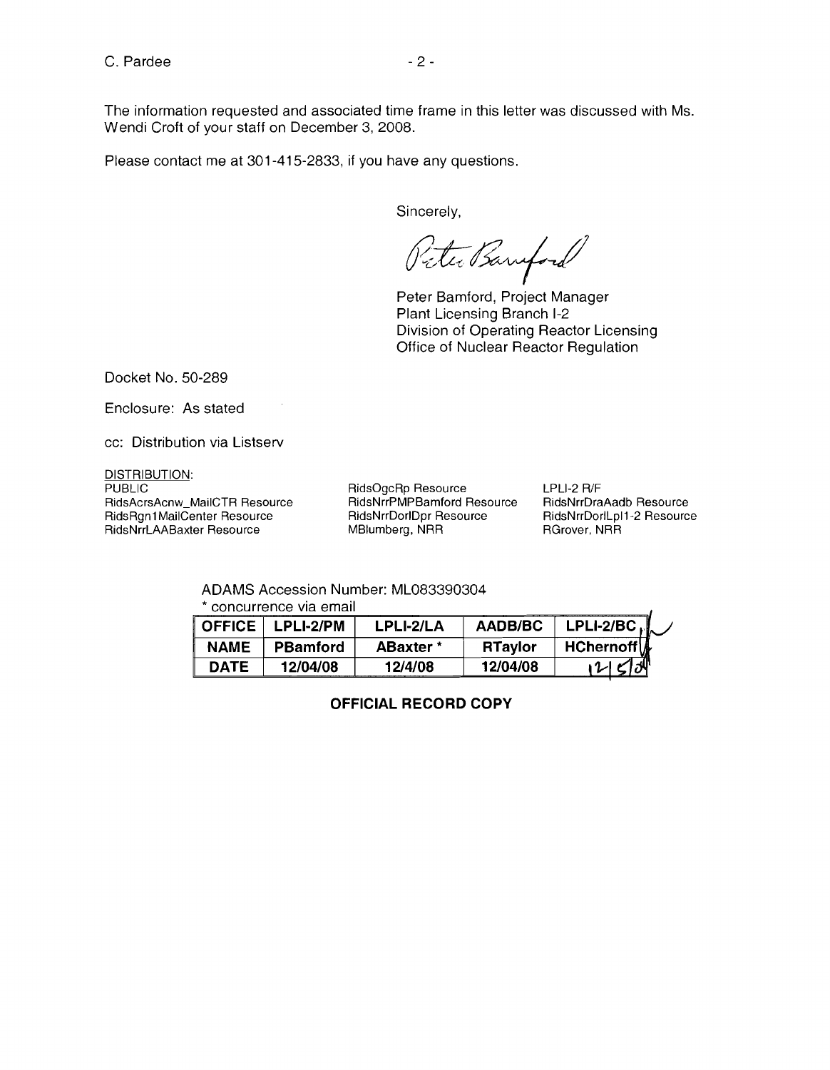The information requested and associated time frame in this letter was discussed with Ms. Wendi Croft of your staff on December 3, 2008.

Please contact me at 301-415-2833, if you have any questions.

Sincerely,

Peter Bamford

Peter Bamford, Project Manager
Plant Licensing Branch I-2
Division of Operating Reactor Licensing
Office of Nuclear Reactor Regulation

Docket No. 50-289

Enclosure: As stated

cc: Distribution via Listserv

DISTRIBUTION:

PUBLIC
RidsAcrsAcnw_MailCTR Resource
RidsRgn1MailCenter Resource
RidsNrrLAABaxter Resource
RidsOgcRp Resource
RidsNrrPMPBamford Resource
RidsNrrDorlDpr Resource
MBlumberg, NRR
LPLI-2 R/F
RidsNrrDraAadb Resource
RidsNrrDorlLpl1-2 Resource
RGrover, NRR

ADAMS Accession Number: ML083390304

* concurrence via email

| OFFICE | LPLI-2/PM | LPLI-2/LA | AADB/BC | LPLI-2/BC |
|---|---|---|---|---|
| NAME | PBamford | ABaxter * | RTaylor | HChernoff |
| DATE | 12/04/08 | 12/4/08 | 12/04/08 | 12/5/08 |

**OFFICIAL RECORD COPY**